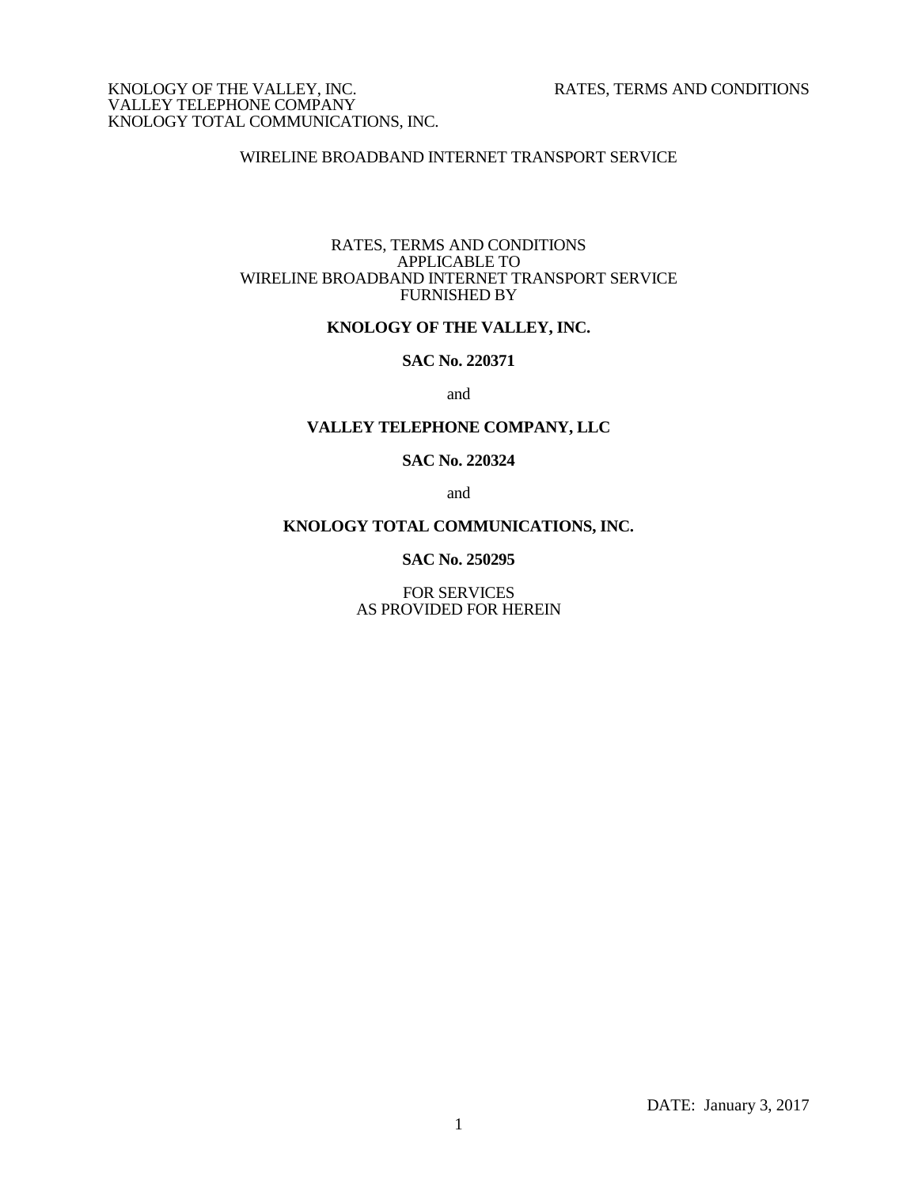WIRELINE BROADBAND INTERNET TRANSPORT SERVICE

RATES, TERMS AND CONDITIONS
APPLICABLE TO
WIRELINE BROADBAND INTERNET TRANSPORT SERVICE
FURNISHED BY

**KNOLOGY OF THE VALLEY, INC.**

**SAC No. 220371**

and

**VALLEY TELEPHONE COMPANY, LLC**

**SAC No. 220324**

and

**KNOLOGY TOTAL COMMUNICATIONS, INC.**

**SAC No. 250295**

FOR SERVICES
AS PROVIDED FOR HEREIN

DATE: January 3, 2017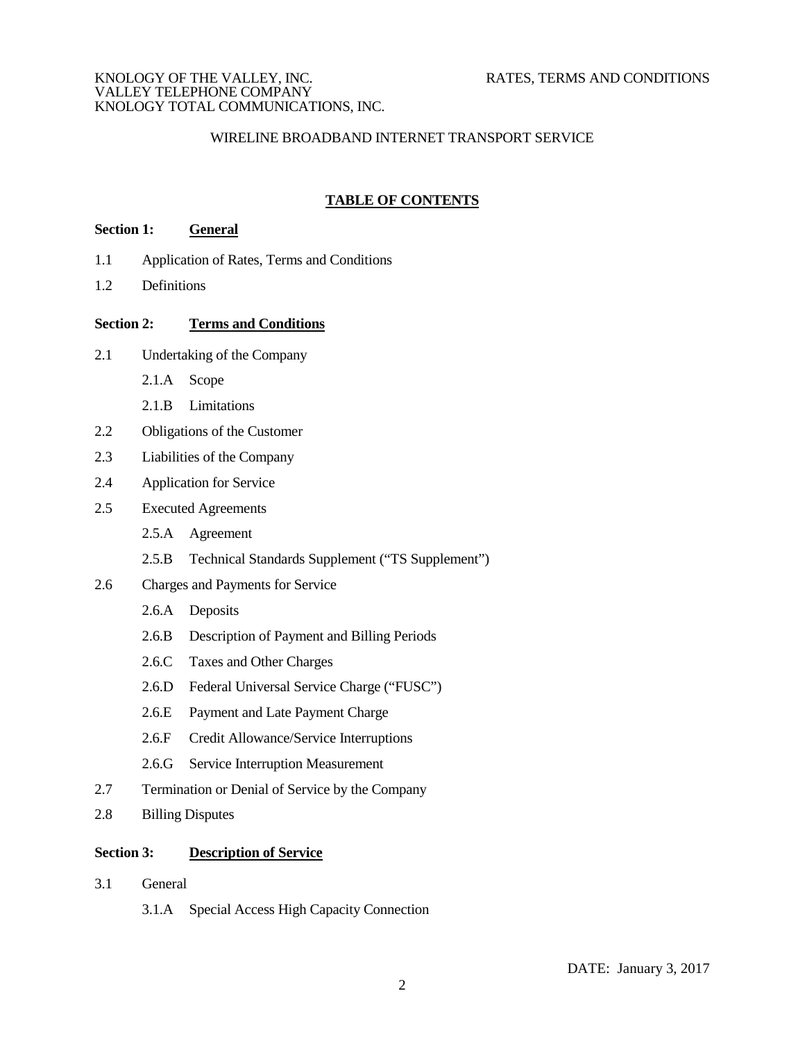KNOLOGY OF THE VALLEY, INC.
VALLEY TELEPHONE COMPANY
KNOLOGY TOTAL COMMUNICATIONS, INC.

RATES, TERMS AND CONDITIONS

WIRELINE BROADBAND INTERNET TRANSPORT SERVICE

## TABLE OF CONTENTS

**Section 1: General**

1.1 Application of Rates, Terms and Conditions

1.2 Definitions

**Section 2: Terms and Conditions**

2.1 Undertaking of the Company

- 2.1.A Scope
- 2.1.B Limitations

2.2 Obligations of the Customer

2.3 Liabilities of the Company

2.4 Application for Service

2.5 Executed Agreements

- 2.5.A Agreement
- 2.5.B Technical Standards Supplement ("TS Supplement")

2.6 Charges and Payments for Service

- 2.6.A Deposits
- 2.6.B Description of Payment and Billing Periods
- 2.6.C Taxes and Other Charges
- 2.6.D Federal Universal Service Charge ("FUSC")
- 2.6.E Payment and Late Payment Charge
- 2.6.F Credit Allowance/Service Interruptions
- 2.6.G Service Interruption Measurement

2.7 Termination or Denial of Service by the Company

2.8 Billing Disputes

**Section 3: Description of Service**

3.1 General

- 3.1.A Special Access High Capacity Connection

DATE: January 3, 2017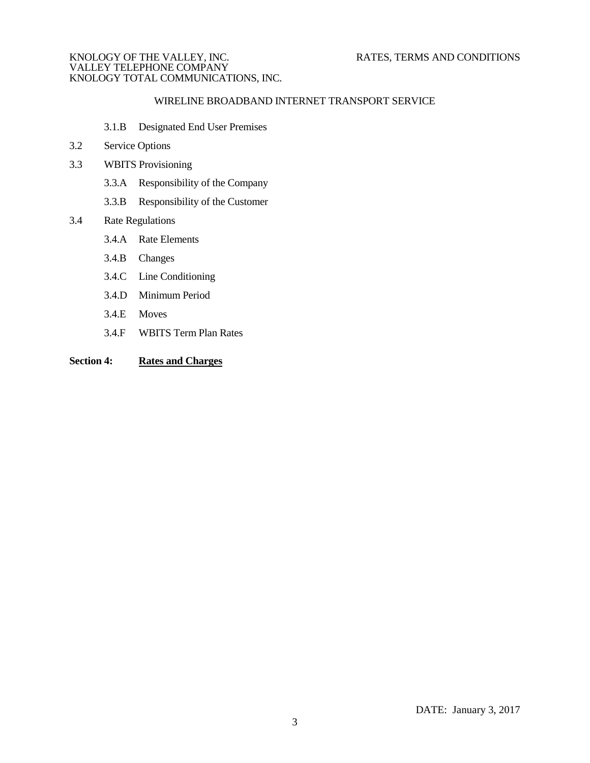3.1.B Designated End User Premises

3.2 Service Options

3.3 WBITS Provisioning

3.3.A Responsibility of the Company

3.3.B Responsibility of the Customer

3.4 Rate Regulations

3.4.A Rate Elements

3.4.B Changes

3.4.C Line Conditioning

3.4.D Minimum Period

3.4.E Moves

3.4.F WBITS Term Plan Rates

**Section 4:** **Rates and Charges**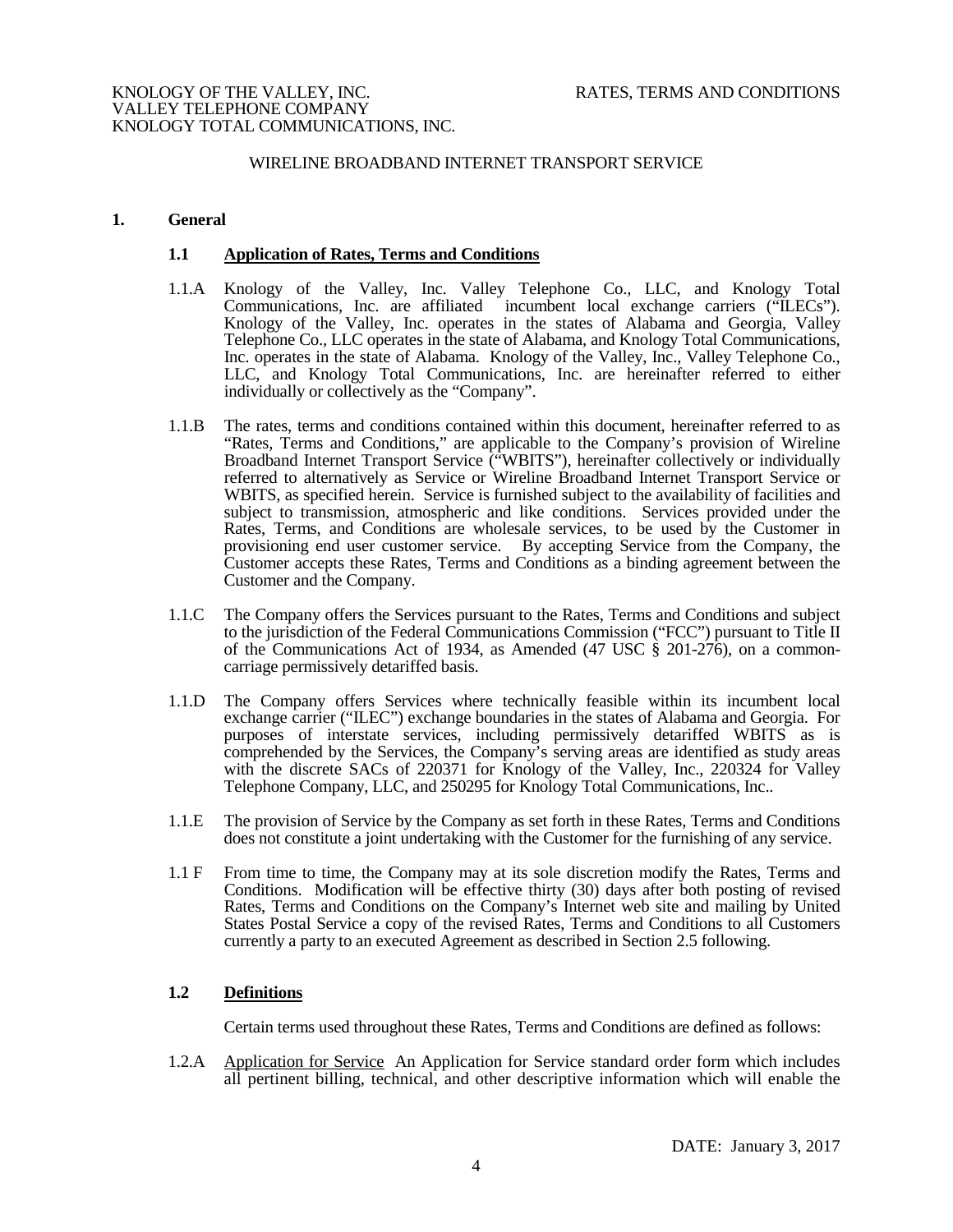KNOLOGY OF THE VALLEY, INC.
VALLEY TELEPHONE COMPANY
KNOLOGY TOTAL COMMUNICATIONS, INC.

RATES, TERMS AND CONDITIONS

WIRELINE BROADBAND INTERNET TRANSPORT SERVICE

## 1. General

### 1.1 Application of Rates, Terms and Conditions

1.1.A Knology of the Valley, Inc. Valley Telephone Co., LLC, and Knology Total Communications, Inc. are affiliated incumbent local exchange carriers ("ILECs"). Knology of the Valley, Inc. operates in the states of Alabama and Georgia, Valley Telephone Co., LLC operates in the state of Alabama, and Knology Total Communications, Inc. operates in the state of Alabama. Knology of the Valley, Inc., Valley Telephone Co., LLC, and Knology Total Communications, Inc. are hereinafter referred to either individually or collectively as the "Company".

1.1.B The rates, terms and conditions contained within this document, hereinafter referred to as "Rates, Terms and Conditions," are applicable to the Company's provision of Wireline Broadband Internet Transport Service ("WBITS"), hereinafter collectively or individually referred to alternatively as Service or Wireline Broadband Internet Transport Service or WBITS, as specified herein. Service is furnished subject to the availability of facilities and subject to transmission, atmospheric and like conditions. Services provided under the Rates, Terms, and Conditions are wholesale services, to be used by the Customer in provisioning end user customer service. By accepting Service from the Company, the Customer accepts these Rates, Terms and Conditions as a binding agreement between the Customer and the Company.

1.1.C The Company offers the Services pursuant to the Rates, Terms and Conditions and subject to the jurisdiction of the Federal Communications Commission ("FCC") pursuant to Title II of the Communications Act of 1934, as Amended (47 USC § 201-276), on a common-carriage permissively detariffed basis.

1.1.D The Company offers Services where technically feasible within its incumbent local exchange carrier ("ILEC") exchange boundaries in the states of Alabama and Georgia. For purposes of interstate services, including permissively detariffed WBITS as is comprehended by the Services, the Company's serving areas are identified as study areas with the discrete SACs of 220371 for Knology of the Valley, Inc., 220324 for Valley Telephone Company, LLC, and 250295 for Knology Total Communications, Inc..

1.1.E The provision of Service by the Company as set forth in these Rates, Terms and Conditions does not constitute a joint undertaking with the Customer for the furnishing of any service.

1.1 F From time to time, the Company may at its sole discretion modify the Rates, Terms and Conditions. Modification will be effective thirty (30) days after both posting of revised Rates, Terms and Conditions on the Company's Internet web site and mailing by United States Postal Service a copy of the revised Rates, Terms and Conditions to all Customers currently a party to an executed Agreement as described in Section 2.5 following.

### 1.2 Definitions

Certain terms used throughout these Rates, Terms and Conditions are defined as follows:

1.2.A Application for Service An Application for Service standard order form which includes all pertinent billing, technical, and other descriptive information which will enable the

DATE: January 3, 2017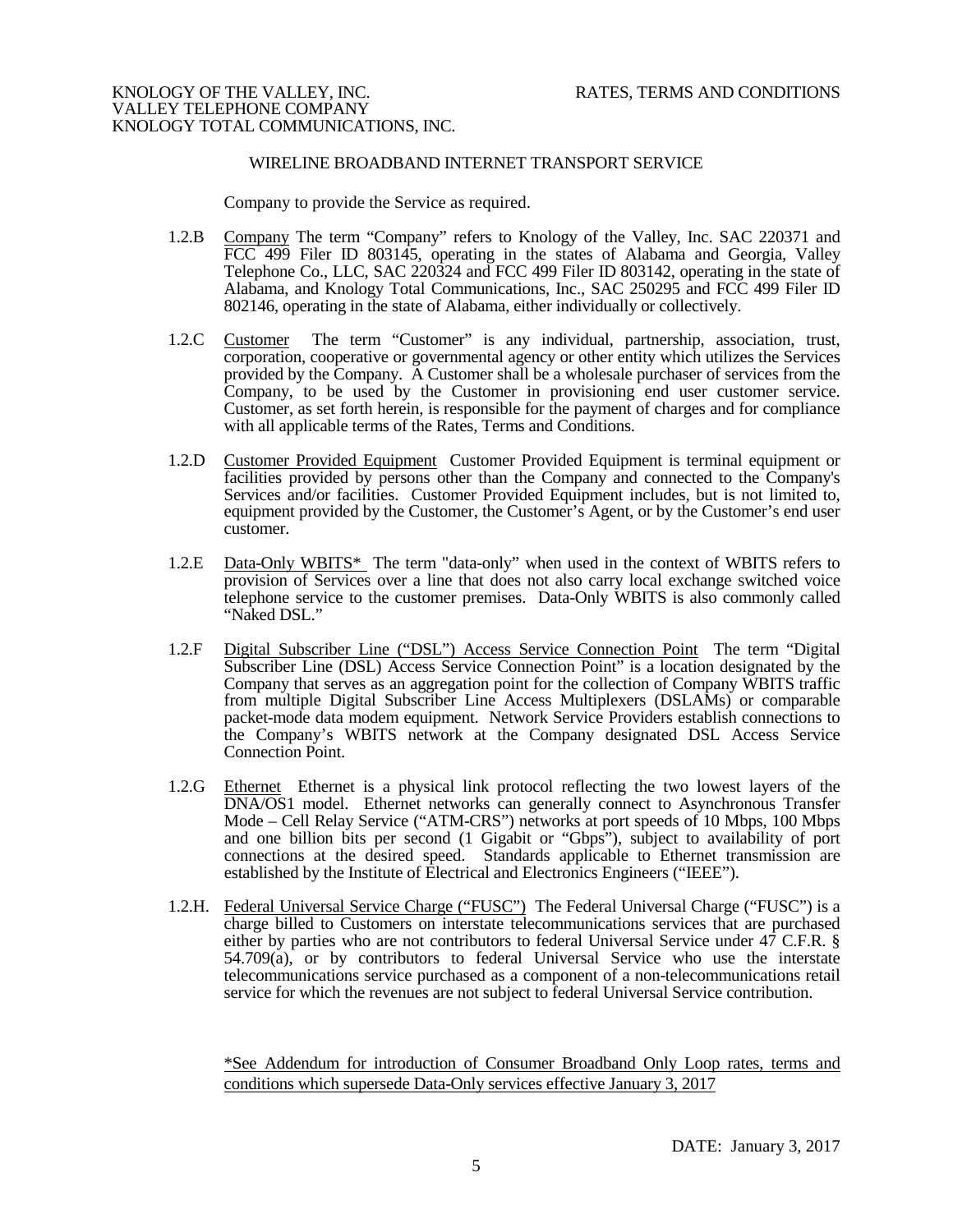WIRELINE BROADBAND INTERNET TRANSPORT SERVICE

Company to provide the Service as required.

1.2.B Company The term "Company" refers to Knology of the Valley, Inc. SAC 220371 and FCC 499 Filer ID 803145, operating in the states of Alabama and Georgia, Valley Telephone Co., LLC, SAC 220324 and FCC 499 Filer ID 803142, operating in the state of Alabama, and Knology Total Communications, Inc., SAC 250295 and FCC 499 Filer ID 802146, operating in the state of Alabama, either individually or collectively.

1.2.C Customer The term "Customer" is any individual, partnership, association, trust, corporation, cooperative or governmental agency or other entity which utilizes the Services provided by the Company. A Customer shall be a wholesale purchaser of services from the Company, to be used by the Customer in provisioning end user customer service. Customer, as set forth herein, is responsible for the payment of charges and for compliance with all applicable terms of the Rates, Terms and Conditions.

1.2.D Customer Provided Equipment Customer Provided Equipment is terminal equipment or facilities provided by persons other than the Company and connected to the Company's Services and/or facilities. Customer Provided Equipment includes, but is not limited to, equipment provided by the Customer, the Customer's Agent, or by the Customer's end user customer.

1.2.E Data-Only WBITS* The term "data-only" when used in the context of WBITS refers to provision of Services over a line that does not also carry local exchange switched voice telephone service to the customer premises. Data-Only WBITS is also commonly called "Naked DSL."

1.2.F Digital Subscriber Line ("DSL") Access Service Connection Point The term "Digital Subscriber Line (DSL) Access Service Connection Point" is a location designated by the Company that serves as an aggregation point for the collection of Company WBITS traffic from multiple Digital Subscriber Line Access Multiplexers (DSLAMs) or comparable packet-mode data modem equipment. Network Service Providers establish connections to the Company's WBITS network at the Company designated DSL Access Service Connection Point.

1.2.G Ethernet Ethernet is a physical link protocol reflecting the two lowest layers of the DNA/OS1 model. Ethernet networks can generally connect to Asynchronous Transfer Mode – Cell Relay Service ("ATM-CRS") networks at port speeds of 10 Mbps, 100 Mbps and one billion bits per second (1 Gigabit or "Gbps"), subject to availability of port connections at the desired speed. Standards applicable to Ethernet transmission are established by the Institute of Electrical and Electronics Engineers ("IEEE").

1.2.H. Federal Universal Service Charge ("FUSC") The Federal Universal Charge ("FUSC") is a charge billed to Customers on interstate telecommunications services that are purchased either by parties who are not contributors to federal Universal Service under 47 C.F.R. § 54.709(a), or by contributors to federal Universal Service who use the interstate telecommunications service purchased as a component of a non-telecommunications retail service for which the revenues are not subject to federal Universal Service contribution.

*See Addendum for introduction of Consumer Broadband Only Loop rates, terms and conditions which supersede Data-Only services effective January 3, 2017

DATE: January 3, 2017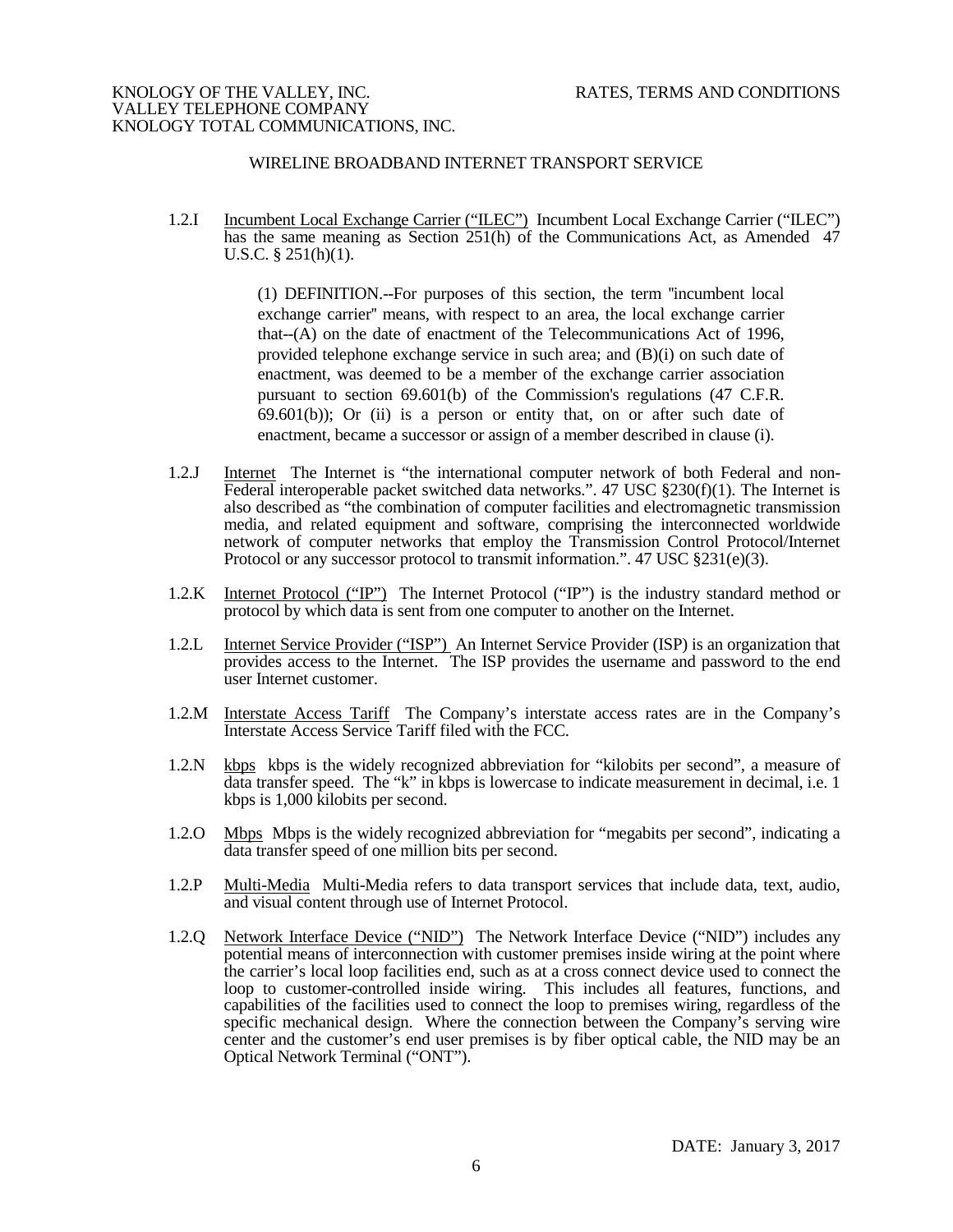1.2.I Incumbent Local Exchange Carrier ("ILEC") Incumbent Local Exchange Carrier ("ILEC") has the same meaning as Section 251(h) of the Communications Act, as Amended 47 U.S.C. § 251(h)(1).

> (1) DEFINITION.--For purposes of this section, the term "incumbent local exchange carrier" means, with respect to an area, the local exchange carrier that--(A) on the date of enactment of the Telecommunications Act of 1996, provided telephone exchange service in such area; and (B)(i) on such date of enactment, was deemed to be a member of the exchange carrier association pursuant to section 69.601(b) of the Commission's regulations (47 C.F.R. 69.601(b)); Or (ii) is a person or entity that, on or after such date of enactment, became a successor or assign of a member described in clause (i).

1.2.J Internet The Internet is "the international computer network of both Federal and non-Federal interoperable packet switched data networks.". 47 USC §230(f)(1). The Internet is also described as "the combination of computer facilities and electromagnetic transmission media, and related equipment and software, comprising the interconnected worldwide network of computer networks that employ the Transmission Control Protocol/Internet Protocol or any successor protocol to transmit information.". 47 USC §231(e)(3).

1.2.K Internet Protocol ("IP") The Internet Protocol ("IP") is the industry standard method or protocol by which data is sent from one computer to another on the Internet.

1.2.L Internet Service Provider ("ISP") An Internet Service Provider (ISP) is an organization that provides access to the Internet. The ISP provides the username and password to the end user Internet customer.

1.2.M Interstate Access Tariff The Company's interstate access rates are in the Company's Interstate Access Service Tariff filed with the FCC.

1.2.N kbps kbps is the widely recognized abbreviation for "kilobits per second", a measure of data transfer speed. The "k" in kbps is lowercase to indicate measurement in decimal, i.e. 1 kbps is 1,000 kilobits per second.

1.2.O Mbps Mbps is the widely recognized abbreviation for "megabits per second", indicating a data transfer speed of one million bits per second.

1.2.P Multi-Media Multi-Media refers to data transport services that include data, text, audio, and visual content through use of Internet Protocol.

1.2.Q Network Interface Device ("NID") The Network Interface Device ("NID") includes any potential means of interconnection with customer premises inside wiring at the point where the carrier's local loop facilities end, such as at a cross connect device used to connect the loop to customer-controlled inside wiring. This includes all features, functions, and capabilities of the facilities used to connect the loop to premises wiring, regardless of the specific mechanical design. Where the connection between the Company's serving wire center and the customer's end user premises is by fiber optical cable, the NID may be an Optical Network Terminal ("ONT").

DATE: January 3, 2017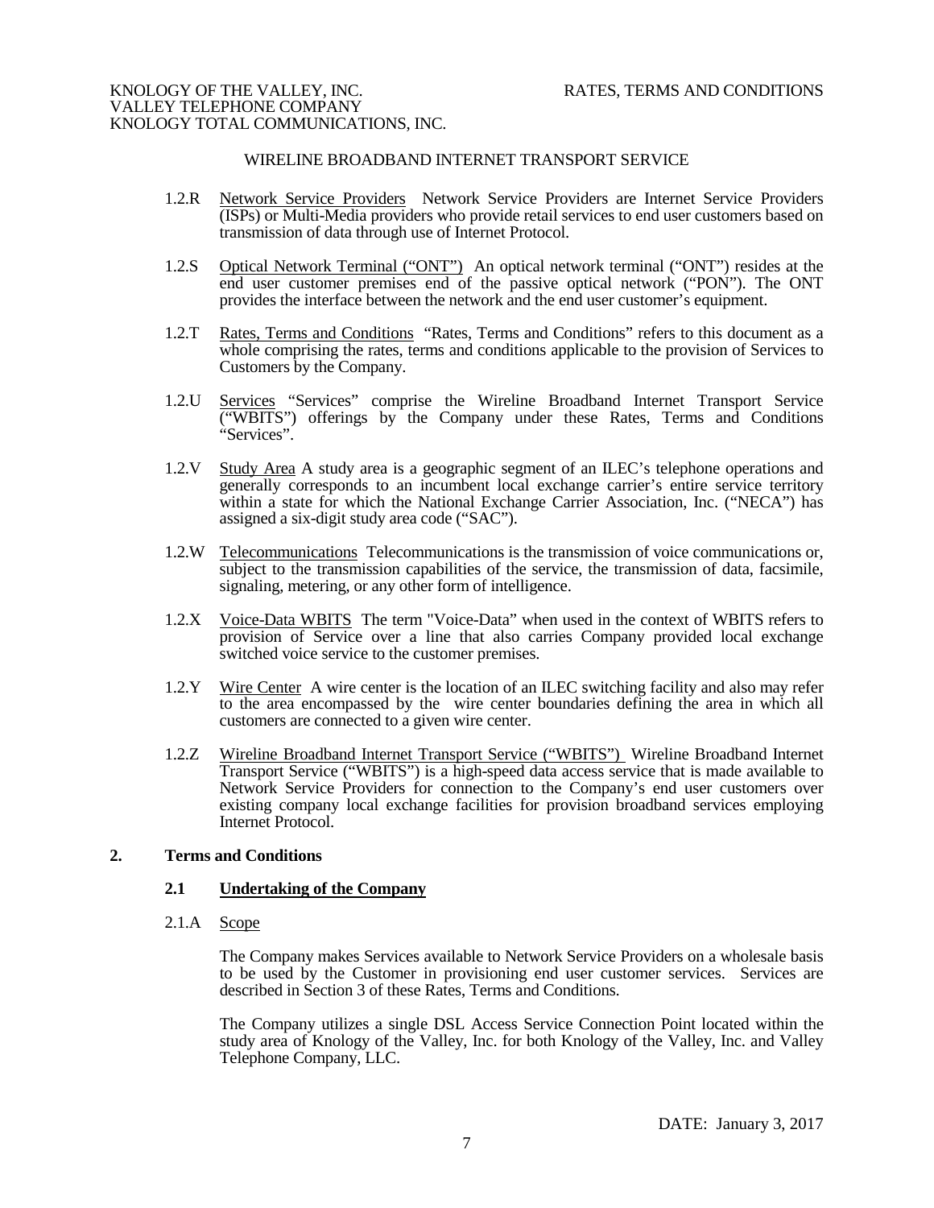WIRELINE BROADBAND INTERNET TRANSPORT SERVICE

1.2.R <u>Network Service Providers</u> Network Service Providers are Internet Service Providers (ISPs) or Multi-Media providers who provide retail services to end user customers based on transmission of data through use of Internet Protocol.

1.2.S <u>Optical Network Terminal ("ONT")</u> An optical network terminal ("ONT") resides at the end user customer premises end of the passive optical network ("PON"). The ONT provides the interface between the network and the end user customer's equipment.

1.2.T <u>Rates, Terms and Conditions</u> "Rates, Terms and Conditions" refers to this document as a whole comprising the rates, terms and conditions applicable to the provision of Services to Customers by the Company.

1.2.U <u>Services</u> "Services" comprise the Wireline Broadband Internet Transport Service ("WBITS") offerings by the Company under these Rates, Terms and Conditions "Services".

1.2.V <u>Study Area</u> A study area is a geographic segment of an ILEC's telephone operations and generally corresponds to an incumbent local exchange carrier's entire service territory within a state for which the National Exchange Carrier Association, Inc. ("NECA") has assigned a six-digit study area code ("SAC").

1.2.W <u>Telecommunications</u> Telecommunications is the transmission of voice communications or, subject to the transmission capabilities of the service, the transmission of data, facsimile, signaling, metering, or any other form of intelligence.

1.2.X <u>Voice-Data WBITS</u> The term "Voice-Data" when used in the context of WBITS refers to provision of Service over a line that also carries Company provided local exchange switched voice service to the customer premises.

1.2.Y <u>Wire Center</u> A wire center is the location of an ILEC switching facility and also may refer to the area encompassed by the wire center boundaries defining the area in which all customers are connected to a given wire center.

1.2.Z <u>Wireline Broadband Internet Transport Service ("WBITS")</u> Wireline Broadband Internet Transport Service ("WBITS") is a high-speed data access service that is made available to Network Service Providers for connection to the Company's end user customers over existing company local exchange facilities for provision broadband services employing Internet Protocol.

## 2. Terms and Conditions

### 2.1 <u>Undertaking of the Company</u>

2.1.A <u>Scope</u>

The Company makes Services available to Network Service Providers on a wholesale basis to be used by the Customer in provisioning end user customer services. Services are described in Section 3 of these Rates, Terms and Conditions.

The Company utilizes a single DSL Access Service Connection Point located within the study area of Knology of the Valley, Inc. for both Knology of the Valley, Inc. and Valley Telephone Company, LLC.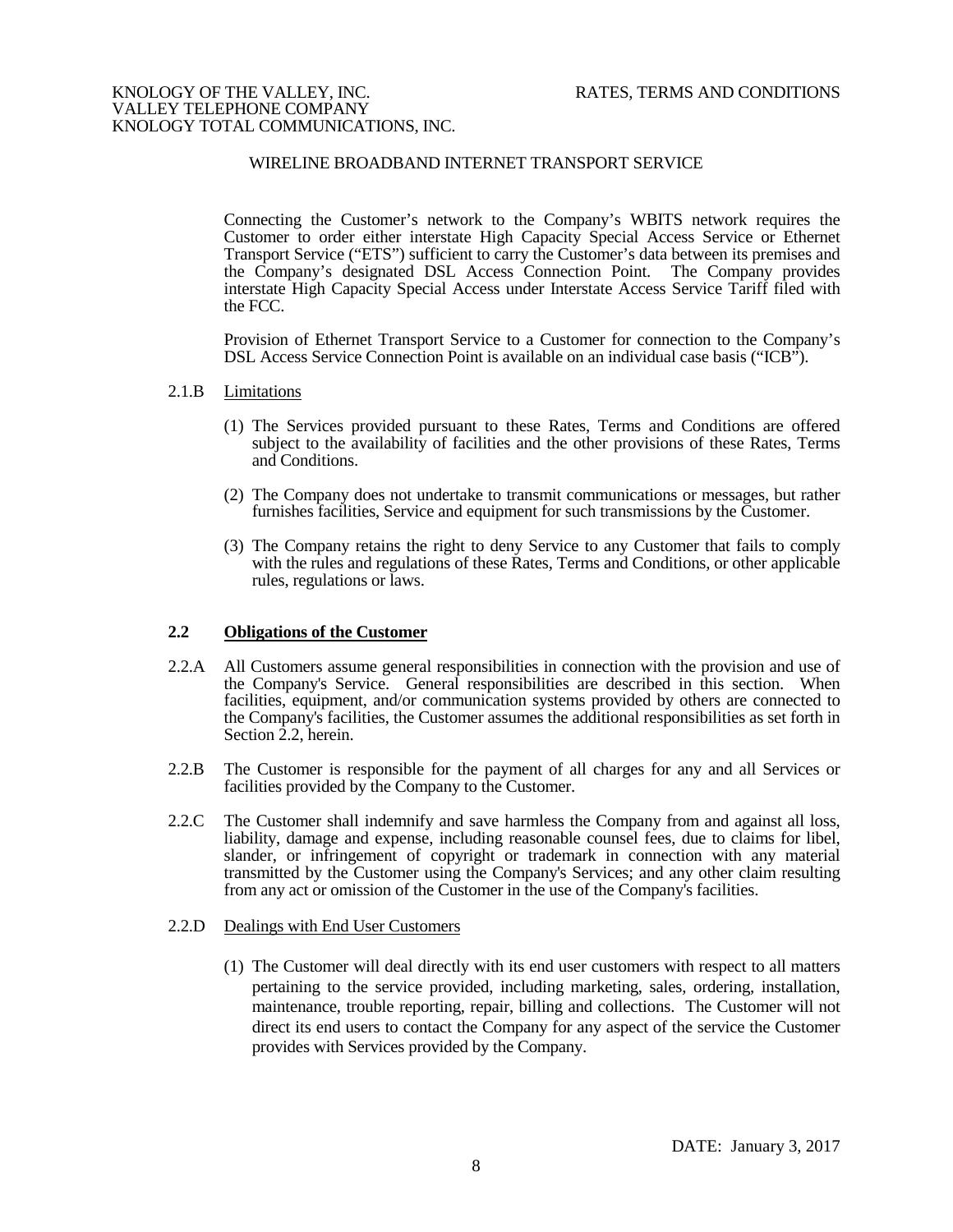Connecting the Customer's network to the Company's WBITS network requires the Customer to order either interstate High Capacity Special Access Service or Ethernet Transport Service ("ETS") sufficient to carry the Customer's data between its premises and the Company's designated DSL Access Connection Point. The Company provides interstate High Capacity Special Access under Interstate Access Service Tariff filed with the FCC.

Provision of Ethernet Transport Service to a Customer for connection to the Company's DSL Access Service Connection Point is available on an individual case basis ("ICB").

2.1.B <u>Limitations</u>

(1) The Services provided pursuant to these Rates, Terms and Conditions are offered subject to the availability of facilities and the other provisions of these Rates, Terms and Conditions.

(2) The Company does not undertake to transmit communications or messages, but rather furnishes facilities, Service and equipment for such transmissions by the Customer.

(3) The Company retains the right to deny Service to any Customer that fails to comply with the rules and regulations of these Rates, Terms and Conditions, or other applicable rules, regulations or laws.

## 2.2 Obligations of the Customer

2.2.A All Customers assume general responsibilities in connection with the provision and use of the Company's Service. General responsibilities are described in this section. When facilities, equipment, and/or communication systems provided by others are connected to the Company's facilities, the Customer assumes the additional responsibilities as set forth in Section 2.2, herein.

2.2.B The Customer is responsible for the payment of all charges for any and all Services or facilities provided by the Company to the Customer.

2.2.C The Customer shall indemnify and save harmless the Company from and against all loss, liability, damage and expense, including reasonable counsel fees, due to claims for libel, slander, or infringement of copyright or trademark in connection with any material transmitted by the Customer using the Company's Services; and any other claim resulting from any act or omission of the Customer in the use of the Company's facilities.

2.2.D <u>Dealings with End User Customers</u>

(1) The Customer will deal directly with its end user customers with respect to all matters pertaining to the service provided, including marketing, sales, ordering, installation, maintenance, trouble reporting, repair, billing and collections. The Customer will not direct its end users to contact the Company for any aspect of the service the Customer provides with Services provided by the Company.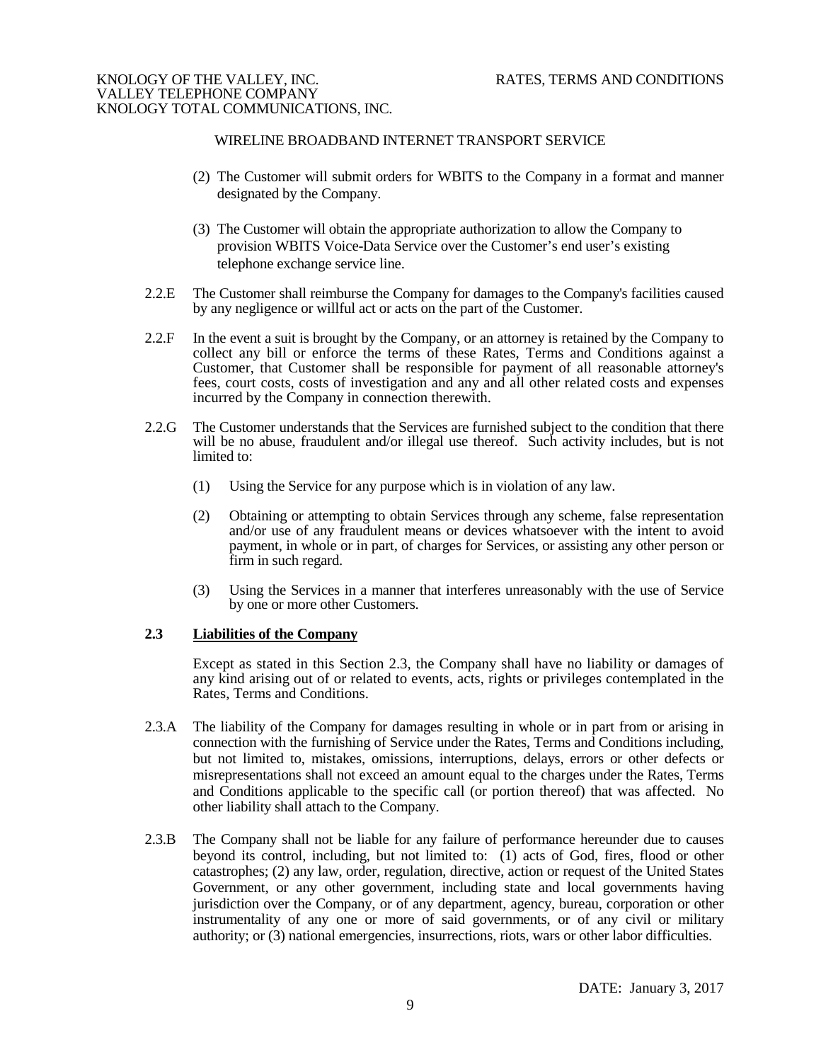WIRELINE BROADBAND INTERNET TRANSPORT SERVICE

(2) The Customer will submit orders for WBITS to the Company in a format and manner designated by the Company.

(3) The Customer will obtain the appropriate authorization to allow the Company to provision WBITS Voice-Data Service over the Customer's end user's existing telephone exchange service line.

2.2.E The Customer shall reimburse the Company for damages to the Company's facilities caused by any negligence or willful act or acts on the part of the Customer.

2.2.F In the event a suit is brought by the Company, or an attorney is retained by the Company to collect any bill or enforce the terms of these Rates, Terms and Conditions against a Customer, that Customer shall be responsible for payment of all reasonable attorney's fees, court costs, costs of investigation and any and all other related costs and expenses incurred by the Company in connection therewith.

2.2.G The Customer understands that the Services are furnished subject to the condition that there will be no abuse, fraudulent and/or illegal use thereof. Such activity includes, but is not limited to:

(1) Using the Service for any purpose which is in violation of any law.

(2) Obtaining or attempting to obtain Services through any scheme, false representation and/or use of any fraudulent means or devices whatsoever with the intent to avoid payment, in whole or in part, of charges for Services, or assisting any other person or firm in such regard.

(3) Using the Services in a manner that interferes unreasonably with the use of Service by one or more other Customers.

## 2.3 Liabilities of the Company

Except as stated in this Section 2.3, the Company shall have no liability or damages of any kind arising out of or related to events, acts, rights or privileges contemplated in the Rates, Terms and Conditions.

2.3.A The liability of the Company for damages resulting in whole or in part from or arising in connection with the furnishing of Service under the Rates, Terms and Conditions including, but not limited to, mistakes, omissions, interruptions, delays, errors or other defects or misrepresentations shall not exceed an amount equal to the charges under the Rates, Terms and Conditions applicable to the specific call (or portion thereof) that was affected. No other liability shall attach to the Company.

2.3.B The Company shall not be liable for any failure of performance hereunder due to causes beyond its control, including, but not limited to: (1) acts of God, fires, flood or other catastrophes; (2) any law, order, regulation, directive, action or request of the United States Government, or any other government, including state and local governments having jurisdiction over the Company, or of any department, agency, bureau, corporation or other instrumentality of any one or more of said governments, or of any civil or military authority; or (3) national emergencies, insurrections, riots, wars or other labor difficulties.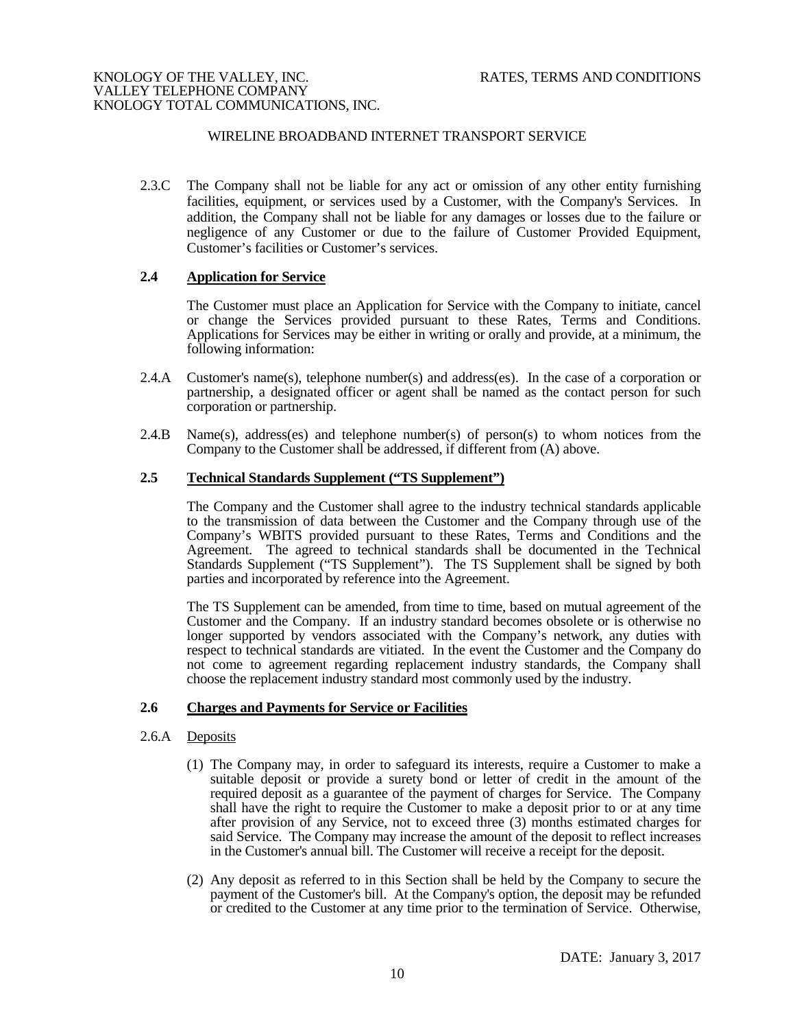2.3.C The Company shall not be liable for any act or omission of any other entity furnishing facilities, equipment, or services used by a Customer, with the Company's Services. In addition, the Company shall not be liable for any damages or losses due to the failure or negligence of any Customer or due to the failure of Customer Provided Equipment, Customer's facilities or Customer's services.

### 2.4 Application for Service

The Customer must place an Application for Service with the Company to initiate, cancel or change the Services provided pursuant to these Rates, Terms and Conditions. Applications for Services may be either in writing or orally and provide, at a minimum, the following information:

2.4.A Customer's name(s), telephone number(s) and address(es). In the case of a corporation or partnership, a designated officer or agent shall be named as the contact person for such corporation or partnership.

2.4.B Name(s), address(es) and telephone number(s) of person(s) to whom notices from the Company to the Customer shall be addressed, if different from (A) above.

### 2.5 Technical Standards Supplement ("TS Supplement")

The Company and the Customer shall agree to the industry technical standards applicable to the transmission of data between the Customer and the Company through use of the Company's WBITS provided pursuant to these Rates, Terms and Conditions and the Agreement. The agreed to technical standards shall be documented in the Technical Standards Supplement ("TS Supplement"). The TS Supplement shall be signed by both parties and incorporated by reference into the Agreement.

The TS Supplement can be amended, from time to time, based on mutual agreement of the Customer and the Company. If an industry standard becomes obsolete or is otherwise no longer supported by vendors associated with the Company's network, any duties with respect to technical standards are vitiated. In the event the Customer and the Company do not come to agreement regarding replacement industry standards, the Company shall choose the replacement industry standard most commonly used by the industry.

### 2.6 Charges and Payments for Service or Facilities

2.6.A Deposits

(1) The Company may, in order to safeguard its interests, require a Customer to make a suitable deposit or provide a surety bond or letter of credit in the amount of the required deposit as a guarantee of the payment of charges for Service. The Company shall have the right to require the Customer to make a deposit prior to or at any time after provision of any Service, not to exceed three (3) months estimated charges for said Service. The Company may increase the amount of the deposit to reflect increases in the Customer's annual bill. The Customer will receive a receipt for the deposit.

(2) Any deposit as referred to in this Section shall be held by the Company to secure the payment of the Customer's bill. At the Company's option, the deposit may be refunded or credited to the Customer at any time prior to the termination of Service. Otherwise,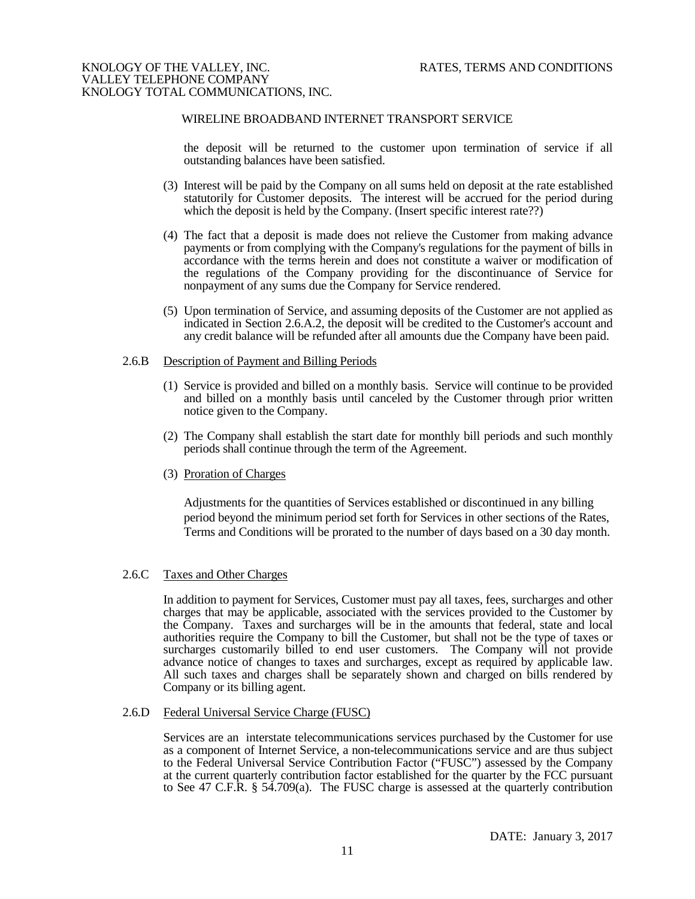the deposit will be returned to the customer upon termination of service if all outstanding balances have been satisfied.

(3) Interest will be paid by the Company on all sums held on deposit at the rate established statutorily for Customer deposits. The interest will be accrued for the period during which the deposit is held by the Company. (Insert specific interest rate??)

(4) The fact that a deposit is made does not relieve the Customer from making advance payments or from complying with the Company's regulations for the payment of bills in accordance with the terms herein and does not constitute a waiver or modification of the regulations of the Company providing for the discontinuance of Service for nonpayment of any sums due the Company for Service rendered.

(5) Upon termination of Service, and assuming deposits of the Customer are not applied as indicated in Section 2.6.A.2, the deposit will be credited to the Customer's account and any credit balance will be refunded after all amounts due the Company have been paid.

2.6.B Description of Payment and Billing Periods

(1) Service is provided and billed on a monthly basis. Service will continue to be provided and billed on a monthly basis until canceled by the Customer through prior written notice given to the Company.

(2) The Company shall establish the start date for monthly bill periods and such monthly periods shall continue through the term of the Agreement.

(3) Proration of Charges

Adjustments for the quantities of Services established or discontinued in any billing period beyond the minimum period set forth for Services in other sections of the Rates, Terms and Conditions will be prorated to the number of days based on a 30 day month.

2.6.C Taxes and Other Charges

In addition to payment for Services, Customer must pay all taxes, fees, surcharges and other charges that may be applicable, associated with the services provided to the Customer by the Company. Taxes and surcharges will be in the amounts that federal, state and local authorities require the Company to bill the Customer, but shall not be the type of taxes or surcharges customarily billed to end user customers. The Company will not provide advance notice of changes to taxes and surcharges, except as required by applicable law. All such taxes and charges shall be separately shown and charged on bills rendered by Company or its billing agent.

2.6.D Federal Universal Service Charge (FUSC)

Services are an interstate telecommunications services purchased by the Customer for use as a component of Internet Service, a non-telecommunications service and are thus subject to the Federal Universal Service Contribution Factor ("FUSC") assessed by the Company at the current quarterly contribution factor established for the quarter by the FCC pursuant to See 47 C.F.R. § 54.709(a). The FUSC charge is assessed at the quarterly contribution

DATE: January 3, 2017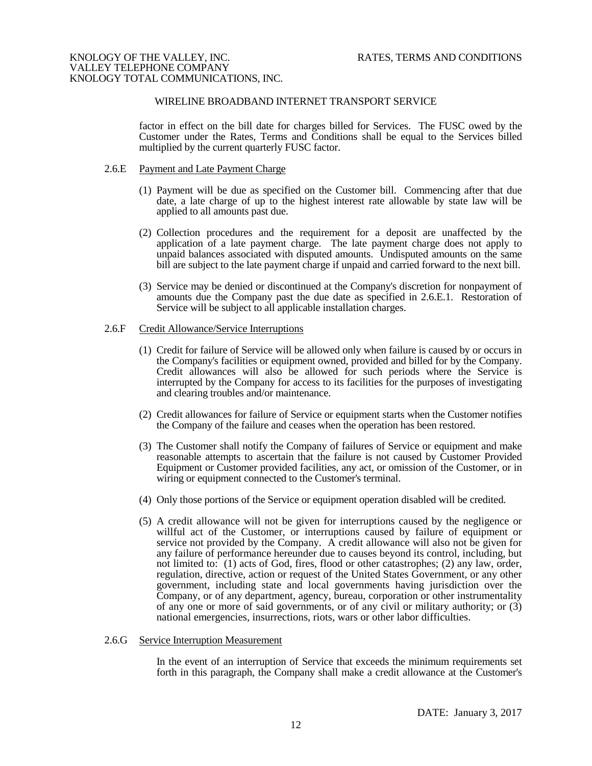factor in effect on the bill date for charges billed for Services. The FUSC owed by the Customer under the Rates, Terms and Conditions shall be equal to the Services billed multiplied by the current quarterly FUSC factor.

2.6.E Payment and Late Payment Charge

(1) Payment will be due as specified on the Customer bill. Commencing after that due date, a late charge of up to the highest interest rate allowable by state law will be applied to all amounts past due.

(2) Collection procedures and the requirement for a deposit are unaffected by the application of a late payment charge. The late payment charge does not apply to unpaid balances associated with disputed amounts. Undisputed amounts on the same bill are subject to the late payment charge if unpaid and carried forward to the next bill.

(3) Service may be denied or discontinued at the Company's discretion for nonpayment of amounts due the Company past the due date as specified in 2.6.E.1. Restoration of Service will be subject to all applicable installation charges.

2.6.F Credit Allowance/Service Interruptions

(1) Credit for failure of Service will be allowed only when failure is caused by or occurs in the Company's facilities or equipment owned, provided and billed for by the Company. Credit allowances will also be allowed for such periods where the Service is interrupted by the Company for access to its facilities for the purposes of investigating and clearing troubles and/or maintenance.

(2) Credit allowances for failure of Service or equipment starts when the Customer notifies the Company of the failure and ceases when the operation has been restored.

(3) The Customer shall notify the Company of failures of Service or equipment and make reasonable attempts to ascertain that the failure is not caused by Customer Provided Equipment or Customer provided facilities, any act, or omission of the Customer, or in wiring or equipment connected to the Customer's terminal.

(4) Only those portions of the Service or equipment operation disabled will be credited.

(5) A credit allowance will not be given for interruptions caused by the negligence or willful act of the Customer, or interruptions caused by failure of equipment or service not provided by the Company. A credit allowance will also not be given for any failure of performance hereunder due to causes beyond its control, including, but not limited to: (1) acts of God, fires, flood or other catastrophes; (2) any law, order, regulation, directive, action or request of the United States Government, or any other government, including state and local governments having jurisdiction over the Company, or of any department, agency, bureau, corporation or other instrumentality of any one or more of said governments, or of any civil or military authority; or (3) national emergencies, insurrections, riots, wars or other labor difficulties.

2.6.G Service Interruption Measurement

In the event of an interruption of Service that exceeds the minimum requirements set forth in this paragraph, the Company shall make a credit allowance at the Customer's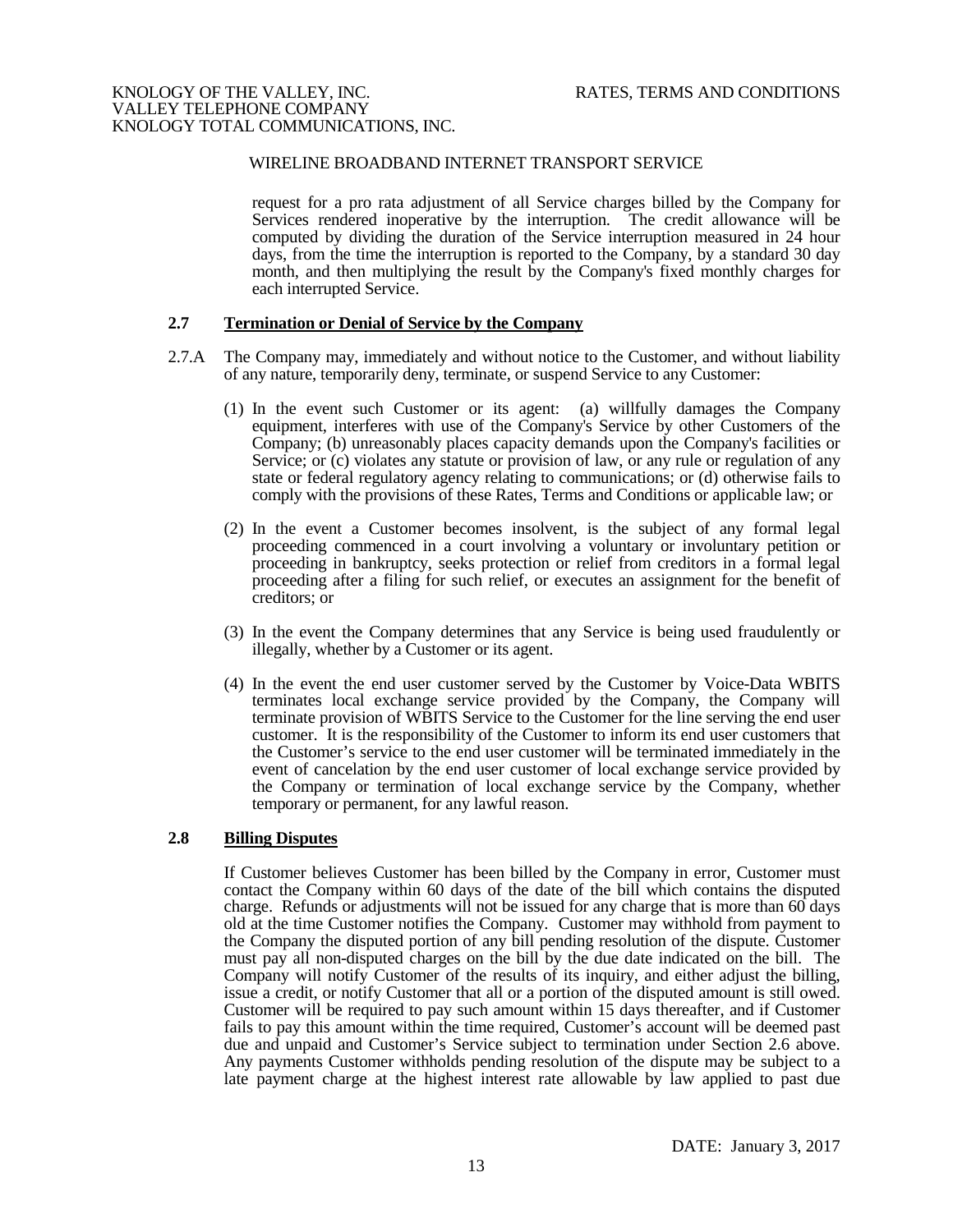request for a pro rata adjustment of all Service charges billed by the Company for Services rendered inoperative by the interruption. The credit allowance will be computed by dividing the duration of the Service interruption measured in 24 hour days, from the time the interruption is reported to the Company, by a standard 30 day month, and then multiplying the result by the Company's fixed monthly charges for each interrupted Service.

## 2.7 Termination or Denial of Service by the Company

2.7.A The Company may, immediately and without notice to the Customer, and without liability of any nature, temporarily deny, terminate, or suspend Service to any Customer:

(1) In the event such Customer or its agent: (a) willfully damages the Company equipment, interferes with use of the Company's Service by other Customers of the Company; (b) unreasonably places capacity demands upon the Company's facilities or Service; or (c) violates any statute or provision of law, or any rule or regulation of any state or federal regulatory agency relating to communications; or (d) otherwise fails to comply with the provisions of these Rates, Terms and Conditions or applicable law; or

(2) In the event a Customer becomes insolvent, is the subject of any formal legal proceeding commenced in a court involving a voluntary or involuntary petition or proceeding in bankruptcy, seeks protection or relief from creditors in a formal legal proceeding after a filing for such relief, or executes an assignment for the benefit of creditors; or

(3) In the event the Company determines that any Service is being used fraudulently or illegally, whether by a Customer or its agent.

(4) In the event the end user customer served by the Customer by Voice-Data WBITS terminates local exchange service provided by the Company, the Company will terminate provision of WBITS Service to the Customer for the line serving the end user customer. It is the responsibility of the Customer to inform its end user customers that the Customer's service to the end user customer will be terminated immediately in the event of cancelation by the end user customer of local exchange service provided by the Company or termination of local exchange service by the Company, whether temporary or permanent, for any lawful reason.

## 2.8 Billing Disputes

If Customer believes Customer has been billed by the Company in error, Customer must contact the Company within 60 days of the date of the bill which contains the disputed charge. Refunds or adjustments will not be issued for any charge that is more than 60 days old at the time Customer notifies the Company. Customer may withhold from payment to the Company the disputed portion of any bill pending resolution of the dispute. Customer must pay all non-disputed charges on the bill by the due date indicated on the bill. The Company will notify Customer of the results of its inquiry, and either adjust the billing, issue a credit, or notify Customer that all or a portion of the disputed amount is still owed. Customer will be required to pay such amount within 15 days thereafter, and if Customer fails to pay this amount within the time required, Customer's account will be deemed past due and unpaid and Customer's Service subject to termination under Section 2.6 above. Any payments Customer withholds pending resolution of the dispute may be subject to a late payment charge at the highest interest rate allowable by law applied to past due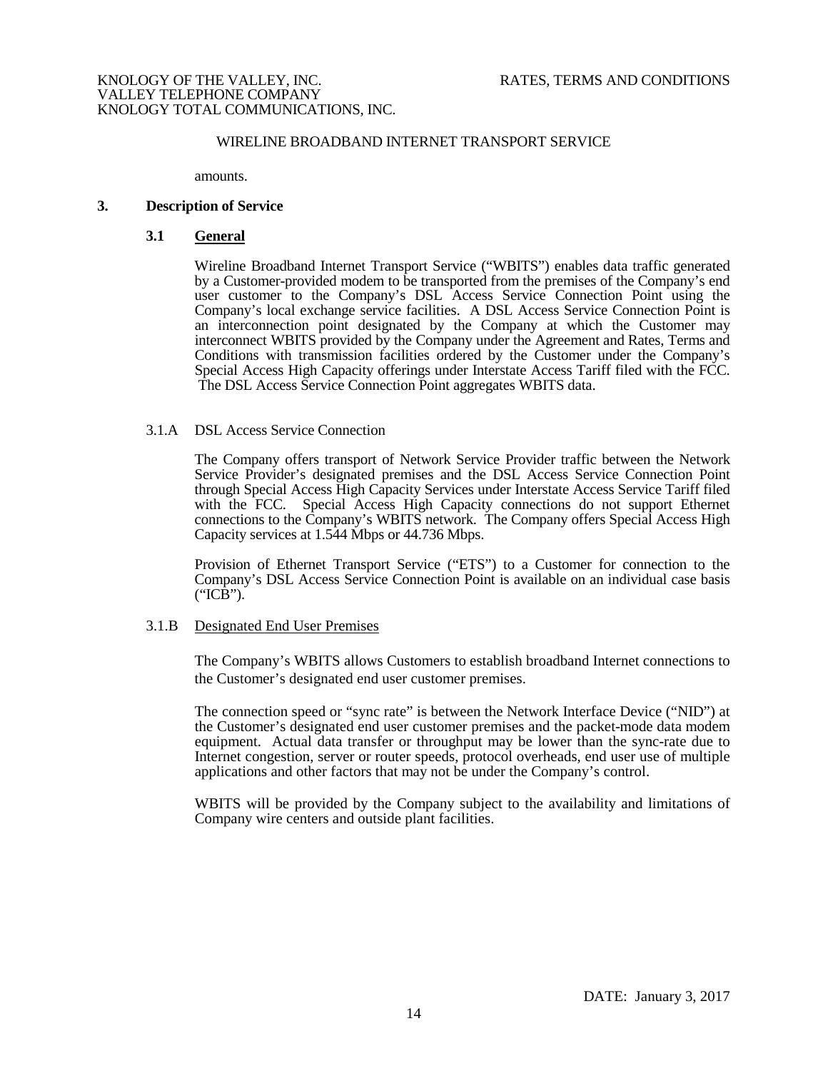amounts.

## 3. Description of Service

### 3.1 General

Wireline Broadband Internet Transport Service ("WBITS") enables data traffic generated by a Customer-provided modem to be transported from the premises of the Company's end user customer to the Company's DSL Access Service Connection Point using the Company's local exchange service facilities. A DSL Access Service Connection Point is an interconnection point designated by the Company at which the Customer may interconnect WBITS provided by the Company under the Agreement and Rates, Terms and Conditions with transmission facilities ordered by the Customer under the Company's Special Access High Capacity offerings under Interstate Access Tariff filed with the FCC. The DSL Access Service Connection Point aggregates WBITS data.

#### 3.1.A DSL Access Service Connection

The Company offers transport of Network Service Provider traffic between the Network Service Provider's designated premises and the DSL Access Service Connection Point through Special Access High Capacity Services under Interstate Access Service Tariff filed with the FCC. Special Access High Capacity connections do not support Ethernet connections to the Company's WBITS network. The Company offers Special Access High Capacity services at 1.544 Mbps or 44.736 Mbps.

Provision of Ethernet Transport Service ("ETS") to a Customer for connection to the Company's DSL Access Service Connection Point is available on an individual case basis ("ICB").

#### 3.1.B Designated End User Premises

The Company's WBITS allows Customers to establish broadband Internet connections to the Customer's designated end user customer premises.

The connection speed or "sync rate" is between the Network Interface Device ("NID") at the Customer's designated end user customer premises and the packet-mode data modem equipment. Actual data transfer or throughput may be lower than the sync-rate due to Internet congestion, server or router speeds, protocol overheads, end user use of multiple applications and other factors that may not be under the Company's control.

WBITS will be provided by the Company subject to the availability and limitations of Company wire centers and outside plant facilities.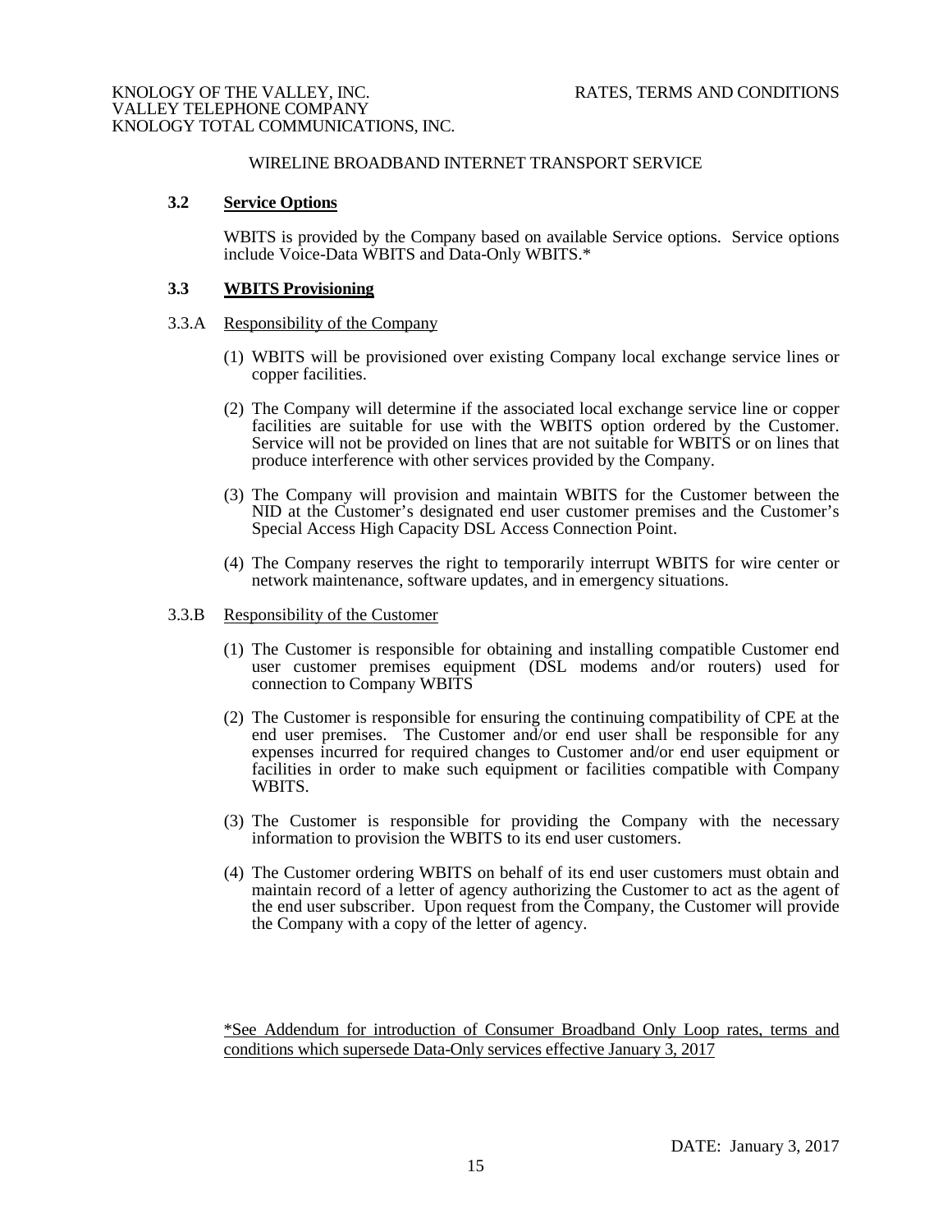WIRELINE BROADBAND INTERNET TRANSPORT SERVICE

### 3.2 Service Options

WBITS is provided by the Company based on available Service options. Service options include Voice-Data WBITS and Data-Only WBITS.*

### 3.3 WBITS Provisioning

3.3.A Responsibility of the Company

(1) WBITS will be provisioned over existing Company local exchange service lines or copper facilities.

(2) The Company will determine if the associated local exchange service line or copper facilities are suitable for use with the WBITS option ordered by the Customer. Service will not be provided on lines that are not suitable for WBITS or on lines that produce interference with other services provided by the Company.

(3) The Company will provision and maintain WBITS for the Customer between the NID at the Customer's designated end user customer premises and the Customer's Special Access High Capacity DSL Access Connection Point.

(4) The Company reserves the right to temporarily interrupt WBITS for wire center or network maintenance, software updates, and in emergency situations.

3.3.B Responsibility of the Customer

(1) The Customer is responsible for obtaining and installing compatible Customer end user customer premises equipment (DSL modems and/or routers) used for connection to Company WBITS

(2) The Customer is responsible for ensuring the continuing compatibility of CPE at the end user premises. The Customer and/or end user shall be responsible for any expenses incurred for required changes to Customer and/or end user equipment or facilities in order to make such equipment or facilities compatible with Company WBITS.

(3) The Customer is responsible for providing the Company with the necessary information to provision the WBITS to its end user customers.

(4) The Customer ordering WBITS on behalf of its end user customers must obtain and maintain record of a letter of agency authorizing the Customer to act as the agent of the end user subscriber. Upon request from the Company, the Customer will provide the Company with a copy of the letter of agency.

*See Addendum for introduction of Consumer Broadband Only Loop rates, terms and conditions which supersede Data-Only services effective January 3, 2017

DATE: January 3, 2017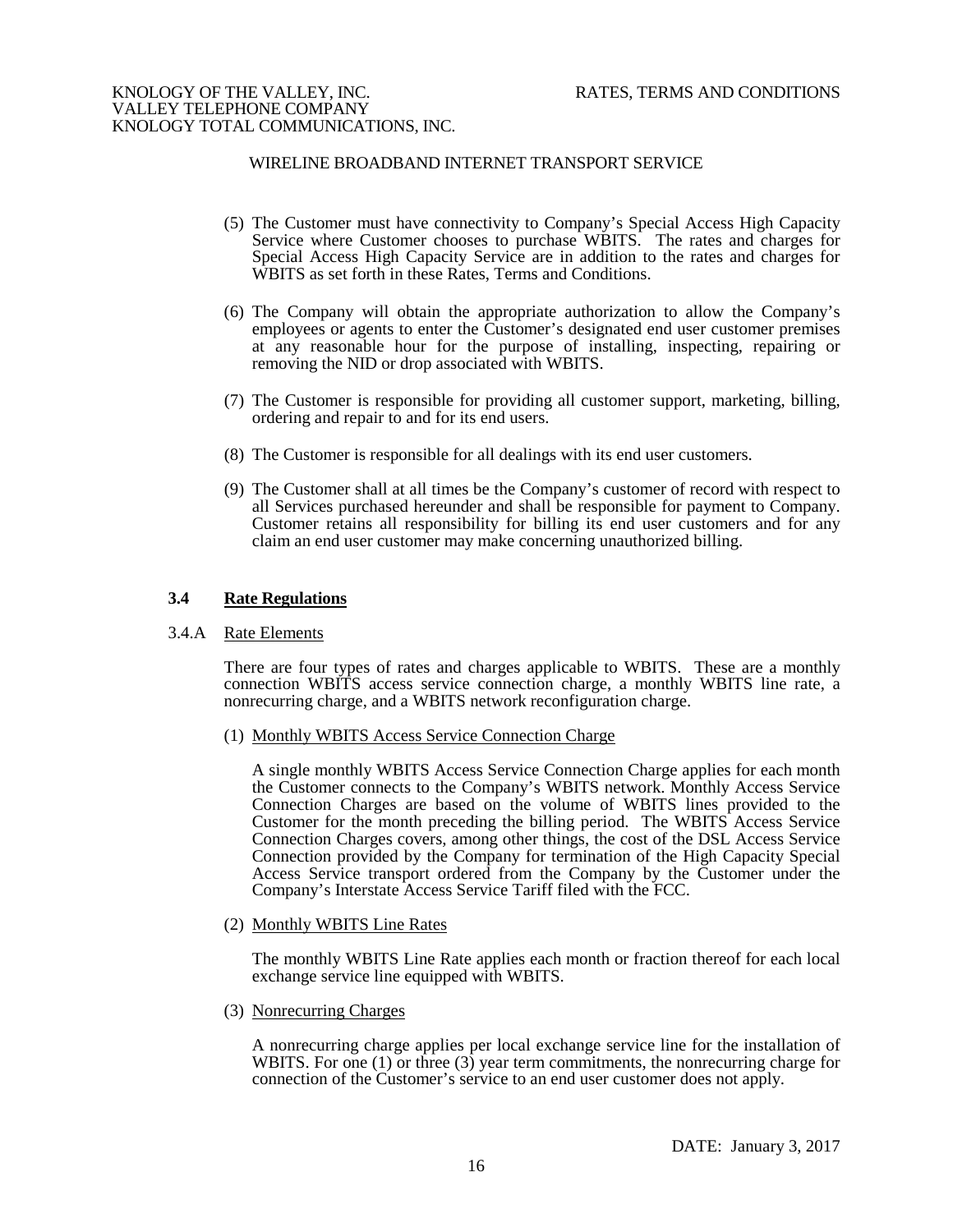(5) The Customer must have connectivity to Company's Special Access High Capacity Service where Customer chooses to purchase WBITS. The rates and charges for Special Access High Capacity Service are in addition to the rates and charges for WBITS as set forth in these Rates, Terms and Conditions.

(6) The Company will obtain the appropriate authorization to allow the Company's employees or agents to enter the Customer's designated end user customer premises at any reasonable hour for the purpose of installing, inspecting, repairing or removing the NID or drop associated with WBITS.

(7) The Customer is responsible for providing all customer support, marketing, billing, ordering and repair to and for its end users.

(8) The Customer is responsible for all dealings with its end user customers.

(9) The Customer shall at all times be the Company's customer of record with respect to all Services purchased hereunder and shall be responsible for payment to Company. Customer retains all responsibility for billing its end user customers and for any claim an end user customer may make concerning unauthorized billing.

## 3.4 <u>Rate Regulations</u>

### 3.4.A <u>Rate Elements</u>

There are four types of rates and charges applicable to WBITS. These are a monthly connection WBITS access service connection charge, a monthly WBITS line rate, a nonrecurring charge, and a WBITS network reconfiguration charge.

(1) <u>Monthly WBITS Access Service Connection Charge</u>

A single monthly WBITS Access Service Connection Charge applies for each month the Customer connects to the Company's WBITS network. Monthly Access Service Connection Charges are based on the volume of WBITS lines provided to the Customer for the month preceding the billing period. The WBITS Access Service Connection Charges covers, among other things, the cost of the DSL Access Service Connection provided by the Company for termination of the High Capacity Special Access Service transport ordered from the Company by the Customer under the Company's Interstate Access Service Tariff filed with the FCC.

(2) <u>Monthly WBITS Line Rates</u>

The monthly WBITS Line Rate applies each month or fraction thereof for each local exchange service line equipped with WBITS.

(3) <u>Nonrecurring Charges</u>

A nonrecurring charge applies per local exchange service line for the installation of WBITS. For one (1) or three (3) year term commitments, the nonrecurring charge for connection of the Customer's service to an end user customer does not apply.

DATE: January 3, 2017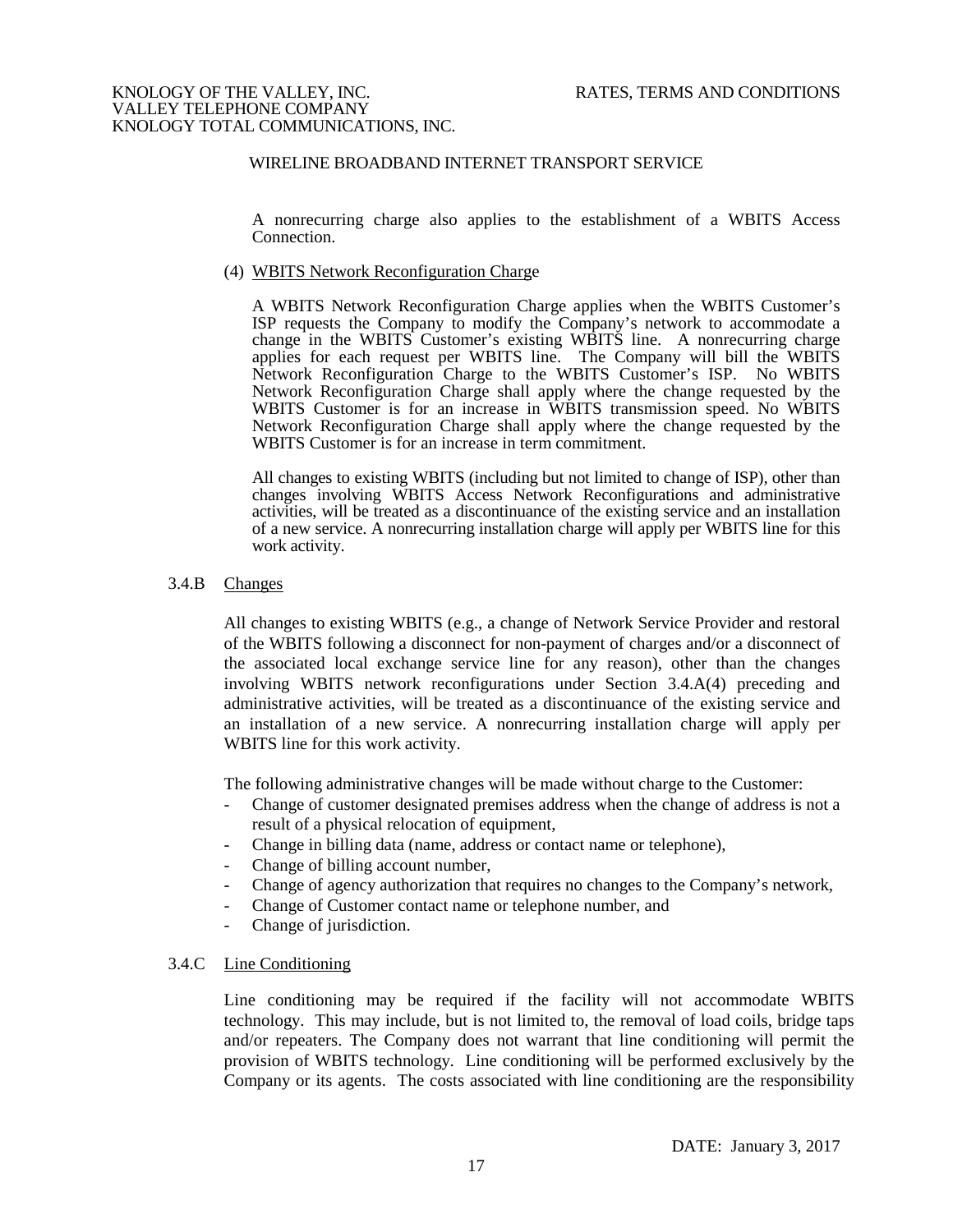A nonrecurring charge also applies to the establishment of a WBITS Access Connection.

(4) WBITS Network Reconfiguration Charge

A WBITS Network Reconfiguration Charge applies when the WBITS Customer's ISP requests the Company to modify the Company's network to accommodate a change in the WBITS Customer's existing WBITS line. A nonrecurring charge applies for each request per WBITS line. The Company will bill the WBITS Network Reconfiguration Charge to the WBITS Customer's ISP. No WBITS Network Reconfiguration Charge shall apply where the change requested by the WBITS Customer is for an increase in WBITS transmission speed. No WBITS Network Reconfiguration Charge shall apply where the change requested by the WBITS Customer is for an increase in term commitment.

All changes to existing WBITS (including but not limited to change of ISP), other than changes involving WBITS Access Network Reconfigurations and administrative activities, will be treated as a discontinuance of the existing service and an installation of a new service. A nonrecurring installation charge will apply per WBITS line for this work activity.

### 3.4.B Changes

All changes to existing WBITS (e.g., a change of Network Service Provider and restoral of the WBITS following a disconnect for non-payment of charges and/or a disconnect of the associated local exchange service line for any reason), other than the changes involving WBITS network reconfigurations under Section 3.4.A(4) preceding and administrative activities, will be treated as a discontinuance of the existing service and an installation of a new service. A nonrecurring installation charge will apply per WBITS line for this work activity.

The following administrative changes will be made without charge to the Customer:

- Change of customer designated premises address when the change of address is not a result of a physical relocation of equipment,
- Change in billing data (name, address or contact name or telephone),
- Change of billing account number,
- Change of agency authorization that requires no changes to the Company's network,
- Change of Customer contact name or telephone number, and
- Change of jurisdiction.

### 3.4.C Line Conditioning

Line conditioning may be required if the facility will not accommodate WBITS technology. This may include, but is not limited to, the removal of load coils, bridge taps and/or repeaters. The Company does not warrant that line conditioning will permit the provision of WBITS technology. Line conditioning will be performed exclusively by the Company or its agents. The costs associated with line conditioning are the responsibility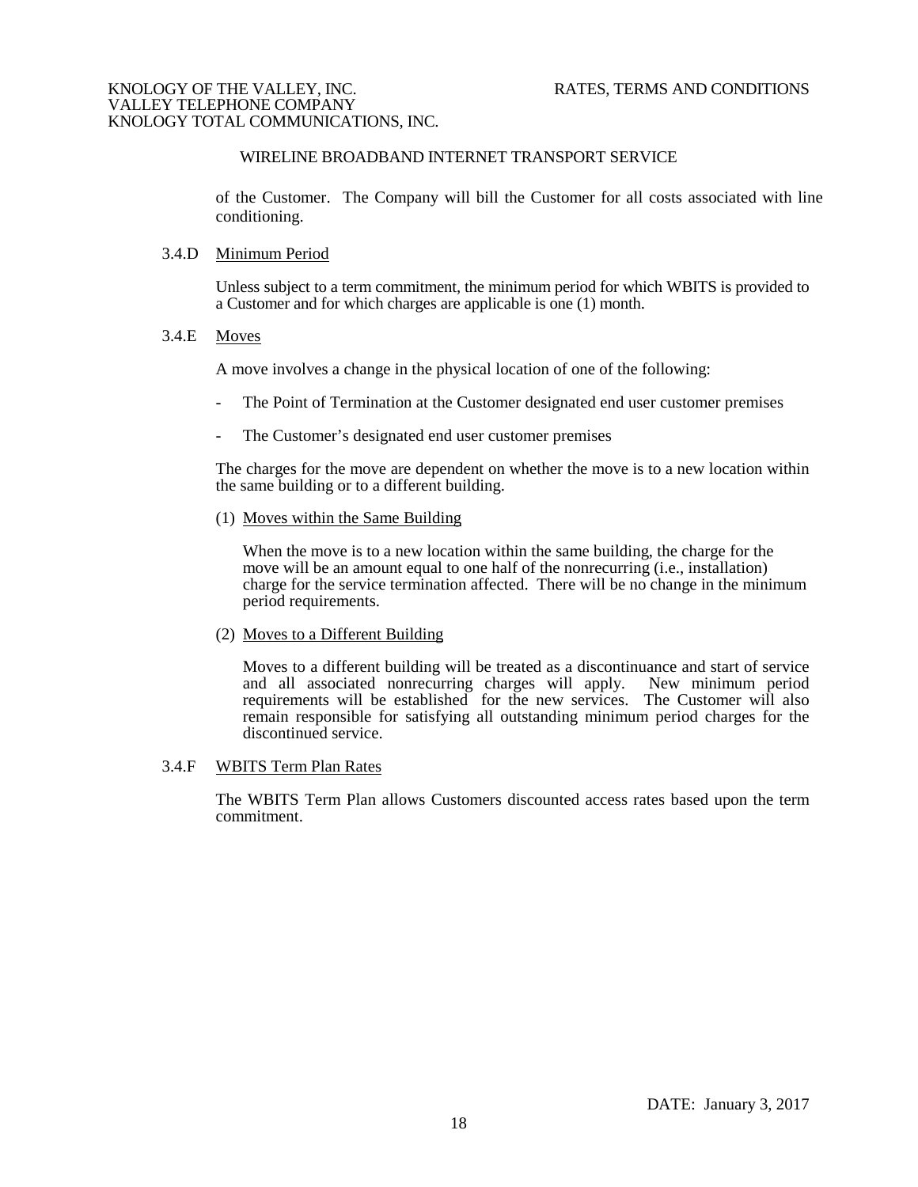of the Customer. The Company will bill the Customer for all costs associated with line conditioning.

3.4.D Minimum Period

Unless subject to a term commitment, the minimum period for which WBITS is provided to a Customer and for which charges are applicable is one (1) month.

3.4.E Moves

A move involves a change in the physical location of one of the following:

- The Point of Termination at the Customer designated end user customer premises
- The Customer's designated end user customer premises

The charges for the move are dependent on whether the move is to a new location within the same building or to a different building.

(1) Moves within the Same Building

When the move is to a new location within the same building, the charge for the move will be an amount equal to one half of the nonrecurring (i.e., installation) charge for the service termination affected. There will be no change in the minimum period requirements.

(2) Moves to a Different Building

Moves to a different building will be treated as a discontinuance and start of service and all associated nonrecurring charges will apply. New minimum period requirements will be established for the new services. The Customer will also remain responsible for satisfying all outstanding minimum period charges for the discontinued service.

3.4.F WBITS Term Plan Rates

The WBITS Term Plan allows Customers discounted access rates based upon the term commitment.

DATE: January 3, 2017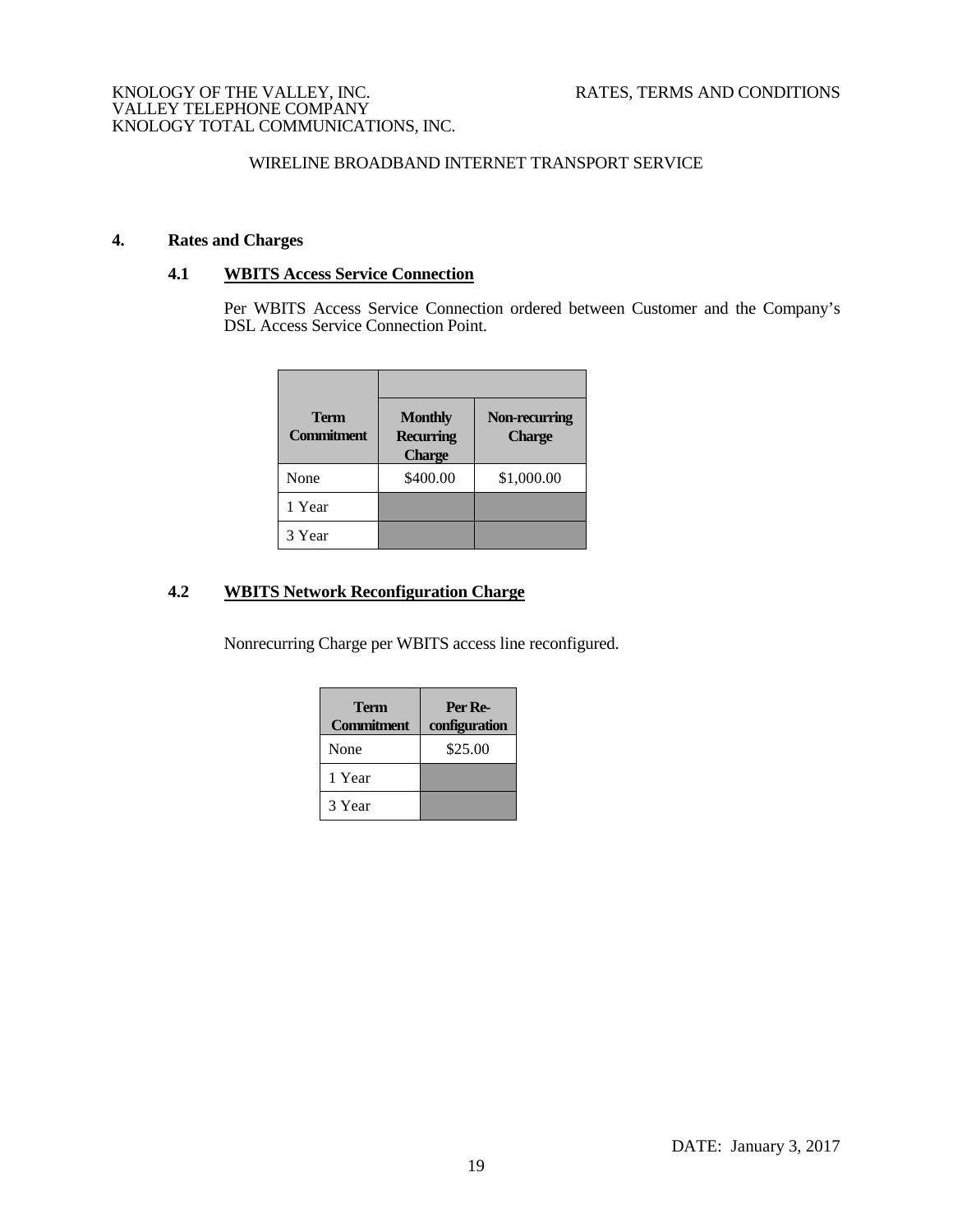KNOLOGY OF THE VALLEY, INC.
VALLEY TELEPHONE COMPANY
KNOLOGY TOTAL COMMUNICATIONS, INC.

RATES, TERMS AND CONDITIONS

WIRELINE BROADBAND INTERNET TRANSPORT SERVICE

## 4. Rates and Charges

### 4.1 WBITS Access Service Connection

Per WBITS Access Service Connection ordered between Customer and the Company's DSL Access Service Connection Point.

| Term Commitment | Monthly Recurring Charge | Non-recurring Charge |
|---|---|---|
| None | $400.00 | $1,000.00 |
| 1 Year | | |
| 3 Year | | |

### 4.2 WBITS Network Reconfiguration Charge

Nonrecurring Charge per WBITS access line reconfigured.

| Term Commitment | Per Re-configuration |
|---|---|
| None | $25.00 |
| 1 Year | |
| 3 Year | |

DATE: January 3, 2017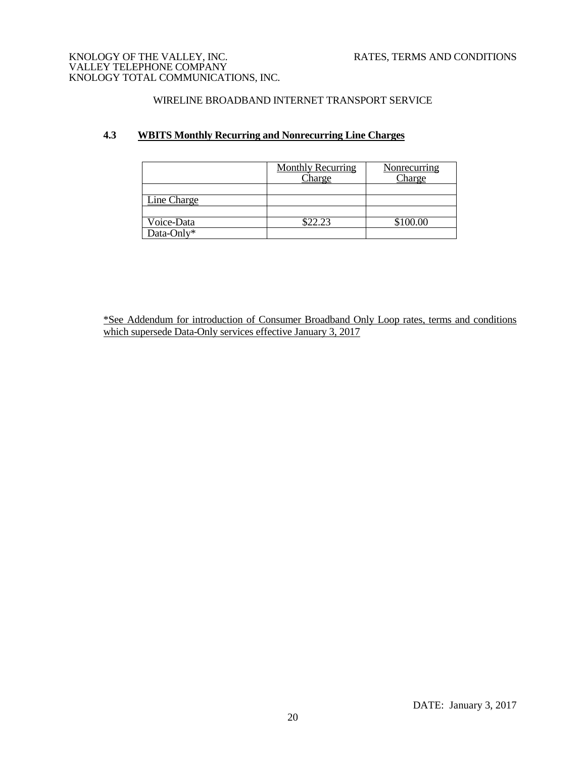KNOLOGY OF THE VALLEY, INC.
VALLEY TELEPHONE COMPANY
KNOLOGY TOTAL COMMUNICATIONS, INC.

RATES, TERMS AND CONDITIONS

WIRELINE BROADBAND INTERNET TRANSPORT SERVICE

## 4.3 WBITS Monthly Recurring and Nonrecurring Line Charges

| | Monthly Recurring Charge | Nonrecurring Charge |
|---|---|---|
| | | |
| Line Charge | | |
| | | |
| Voice-Data | $22.23 | $100.00 |
| Data-Only* | | |

*See Addendum for introduction of Consumer Broadband Only Loop rates, terms and conditions which supersede Data-Only services effective January 3, 2017

DATE: January 3, 2017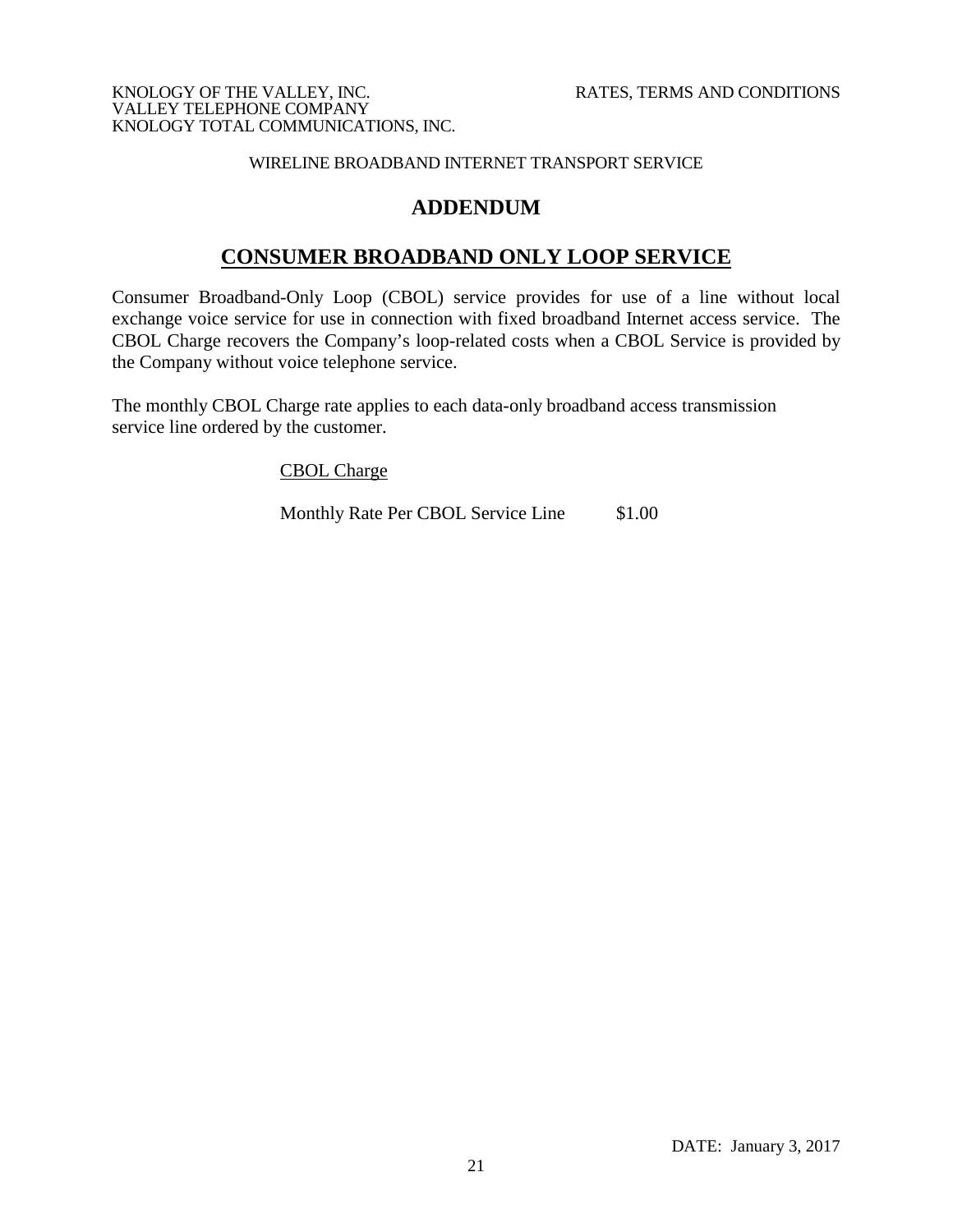KNOLOGY OF THE VALLEY, INC.
VALLEY TELEPHONE COMPANY
KNOLOGY TOTAL COMMUNICATIONS, INC.

RATES, TERMS AND CONDITIONS

WIRELINE BROADBAND INTERNET TRANSPORT SERVICE

# ADDENDUM

## CONSUMER BROADBAND ONLY LOOP SERVICE

Consumer Broadband-Only Loop (CBOL) service provides for use of a line without local exchange voice service for use in connection with fixed broadband Internet access service. The CBOL Charge recovers the Company's loop-related costs when a CBOL Service is provided by the Company without voice telephone service.

The monthly CBOL Charge rate applies to each data-only broadband access transmission service line ordered by the customer.

CBOL Charge

| | |
|---|---|
| Monthly Rate Per CBOL Service Line | $1.00 |

DATE: January 3, 2017